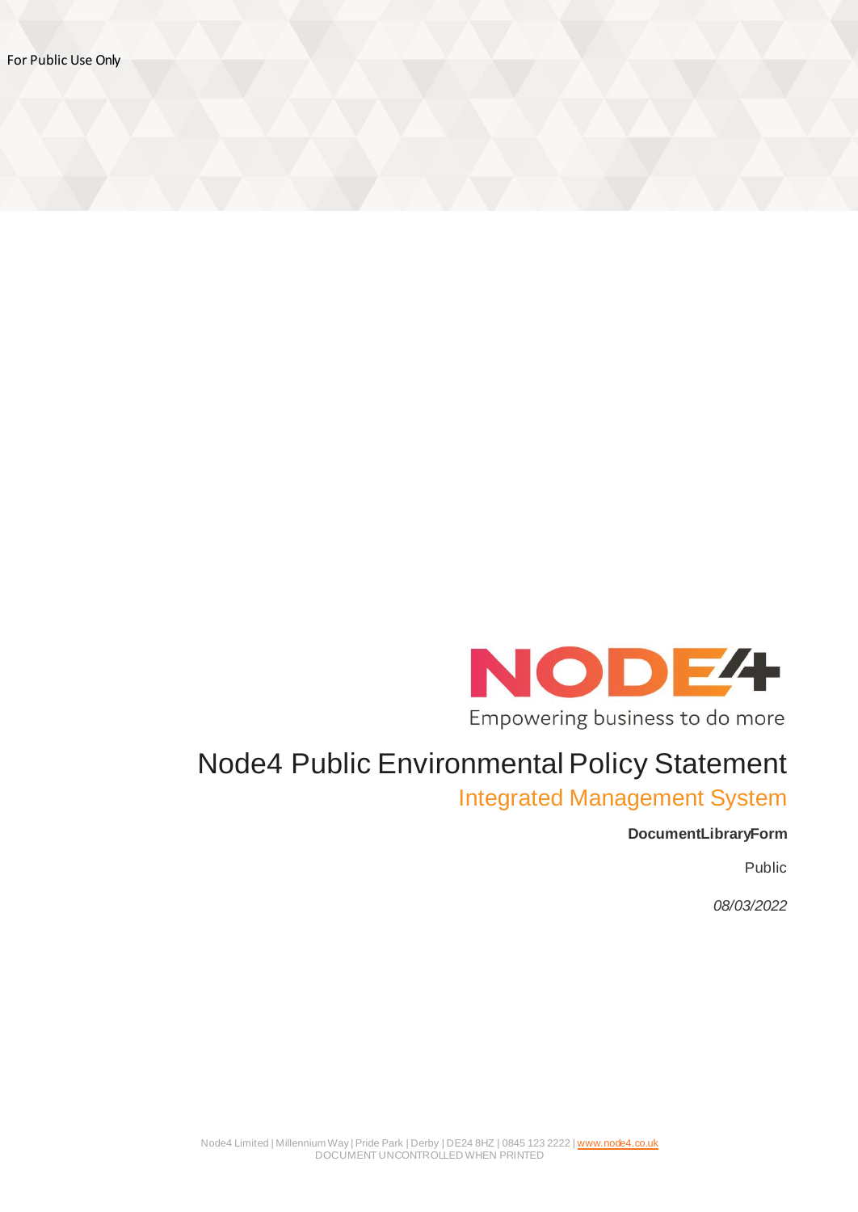For Public Use Only

NODE4

Empowering business to do more

# Node4 Public Environmental Policy Statement

## Integrated Management System

**DocumentLibraryForm**

Public

*08/03/2022*

Node4 Limited | Millennium Way | Pride Park | Derby | DE24 8HZ | 0845 123 2222 | www.node4.co.uk
DOCUMENT UNCONTROLLED WHEN PRINTED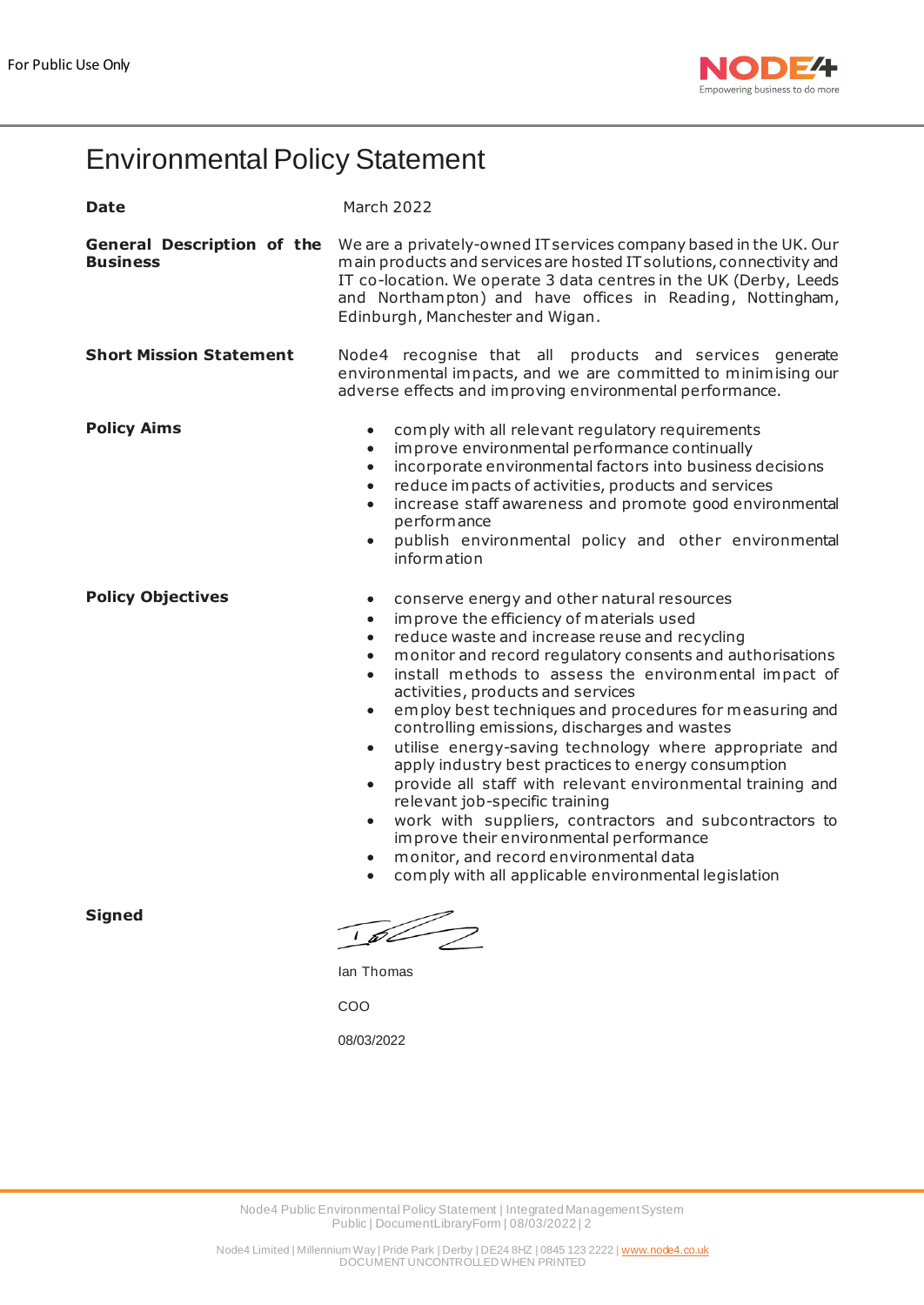For Public Use Only

# Environmental Policy Statement

| | |
|---|---|
| **Date** | March 2022 |
| **General Description of the Business** | We are a privately-owned IT services company based in the UK. Our main products and services are hosted IT solutions, connectivity and IT co-location. We operate 3 data centres in the UK (Derby, Leeds and Northampton) and have offices in Reading, Nottingham, Edinburgh, Manchester and Wigan. |
| **Short Mission Statement** | Node4 recognise that all products and services generate environmental impacts, and we are committed to minimising our adverse effects and improving environmental performance. |

**Policy Aims**

- comply with all relevant regulatory requirements
- improve environmental performance continually
- incorporate environmental factors into business decisions
- reduce impacts of activities, products and services
- increase staff awareness and promote good environmental performance
- publish environmental policy and other environmental information

**Policy Objectives**

- conserve energy and other natural resources
- improve the efficiency of materials used
- reduce waste and increase reuse and recycling
- monitor and record regulatory consents and authorisations
- install methods to assess the environmental impact of activities, products and services
- employ best techniques and procedures for measuring and controlling emissions, discharges and wastes
- utilise energy-saving technology where appropriate and apply industry best practices to energy consumption
- provide all staff with relevant environmental training and relevant job-specific training
- work with suppliers, contractors and subcontractors to improve their environmental performance
- monitor, and record environmental data
- comply with all applicable environmental legislation

**Signed**

Ian Thomas

COO

08/03/2022

Node4 Limited | Millennium Way | Pride Park | Derby | DE24 8HZ | 0845 123 2222 | www.node4.co.uk
DOCUMENT UNCONTROLLED WHEN PRINTED